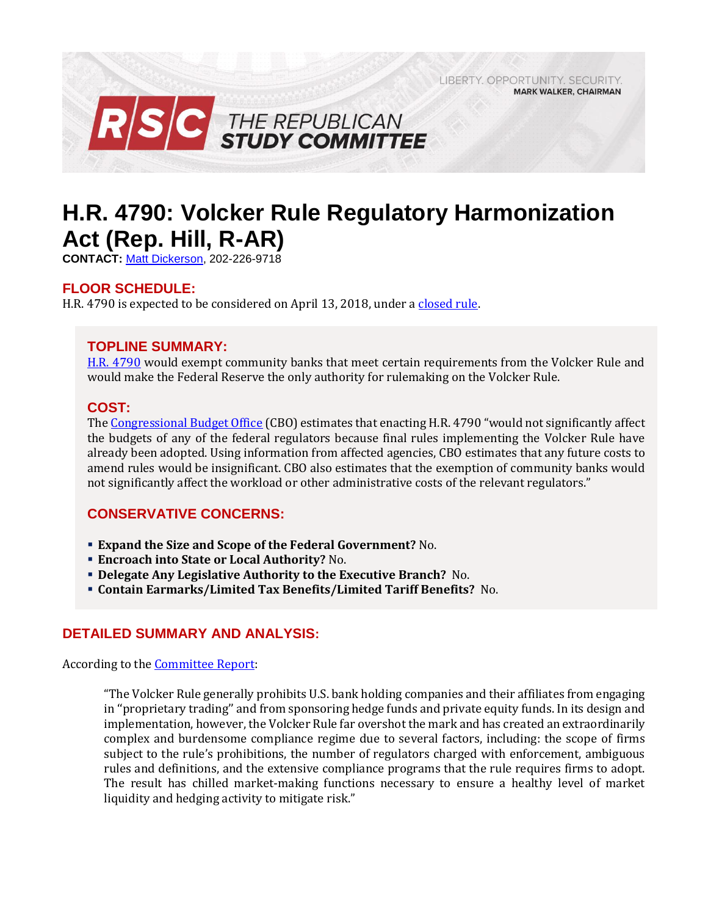LIBERTY. OPPORTUNITY. SECURITY.
MARK WALKER, CHAIRMAN

RSC THE REPUBLICAN STUDY COMMITTEE

# H.R. 4790: Volcker Rule Regulatory Harmonization Act (Rep. Hill, R-AR)

**CONTACT:** Matt Dickerson, 202-226-9718

## FLOOR SCHEDULE:

H.R. 4790 is expected to be considered on April 13, 2018, under a closed rule.

## TOPLINE SUMMARY:

H.R. 4790 would exempt community banks that meet certain requirements from the Volcker Rule and would make the Federal Reserve the only authority for rulemaking on the Volcker Rule.

## COST:

The Congressional Budget Office (CBO) estimates that enacting H.R. 4790 "would not significantly affect the budgets of any of the federal regulators because final rules implementing the Volcker Rule have already been adopted. Using information from affected agencies, CBO estimates that any future costs to amend rules would be insignificant. CBO also estimates that the exemption of community banks would not significantly affect the workload or other administrative costs of the relevant regulators."

## CONSERVATIVE CONCERNS:

- **Expand the Size and Scope of the Federal Government?** No.
- **Encroach into State or Local Authority?** No.
- **Delegate Any Legislative Authority to the Executive Branch?** No.
- **Contain Earmarks/Limited Tax Benefits/Limited Tariff Benefits?** No.

## DETAILED SUMMARY AND ANALYSIS:

According to the Committee Report:

> "The Volcker Rule generally prohibits U.S. bank holding companies and their affiliates from engaging in "proprietary trading" and from sponsoring hedge funds and private equity funds. In its design and implementation, however, the Volcker Rule far overshot the mark and has created an extraordinarily complex and burdensome compliance regime due to several factors, including: the scope of firms subject to the rule's prohibitions, the number of regulators charged with enforcement, ambiguous rules and definitions, and the extensive compliance programs that the rule requires firms to adopt. The result has chilled market-making functions necessary to ensure a healthy level of market liquidity and hedging activity to mitigate risk."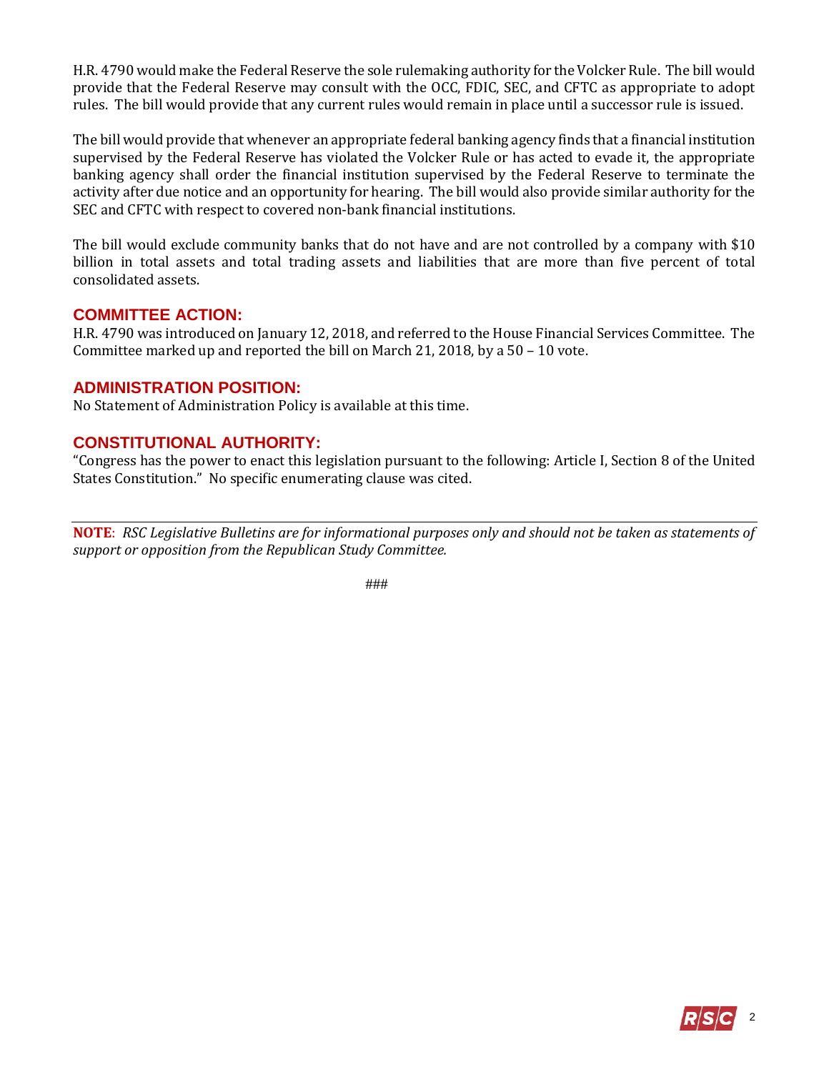H.R. 4790 would make the Federal Reserve the sole rulemaking authority for the Volcker Rule. The bill would provide that the Federal Reserve may consult with the OCC, FDIC, SEC, and CFTC as appropriate to adopt rules. The bill would provide that any current rules would remain in place until a successor rule is issued.

The bill would provide that whenever an appropriate federal banking agency finds that a financial institution supervised by the Federal Reserve has violated the Volcker Rule or has acted to evade it, the appropriate banking agency shall order the financial institution supervised by the Federal Reserve to terminate the activity after due notice and an opportunity for hearing. The bill would also provide similar authority for the SEC and CFTC with respect to covered non-bank financial institutions.

The bill would exclude community banks that do not have and are not controlled by a company with $10 billion in total assets and total trading assets and liabilities that are more than five percent of total consolidated assets.

## COMMITTEE ACTION:

H.R. 4790 was introduced on January 12, 2018, and referred to the House Financial Services Committee. The Committee marked up and reported the bill on March 21, 2018, by a 50 – 10 vote.

## ADMINISTRATION POSITION:

No Statement of Administration Policy is available at this time.

## CONSTITUTIONAL AUTHORITY:

"Congress has the power to enact this legislation pursuant to the following: Article I, Section 8 of the United States Constitution." No specific enumerating clause was cited.

---

**NOTE**: *RSC Legislative Bulletins are for informational purposes only and should not be taken as statements of support or opposition from the Republican Study Committee.*

###